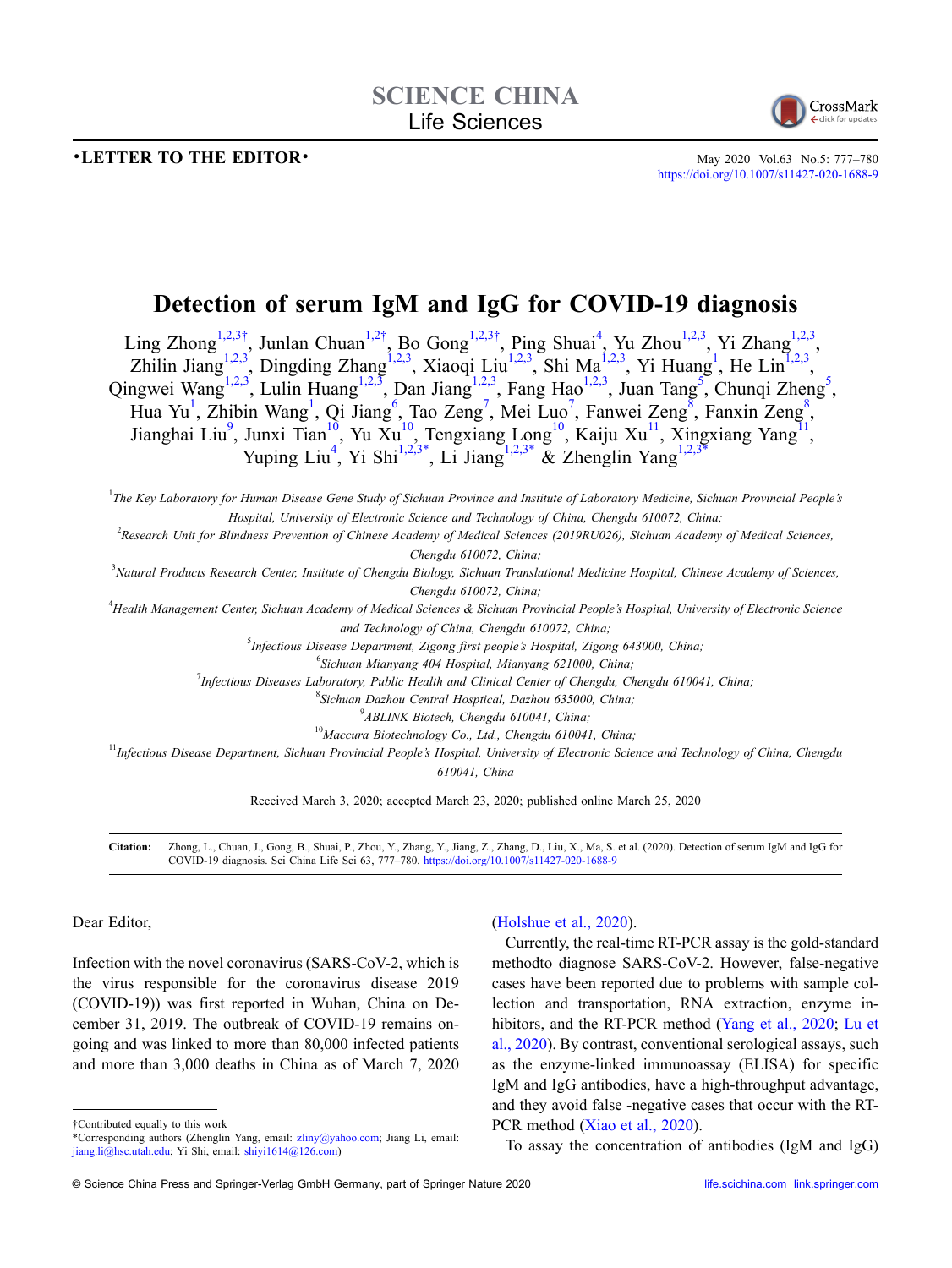•LETTER TO THE EDITOR•

# Detection of serum IgM and IgG for COVID-19 diagnosis

Ling Zhong[1,2,3†], Junlan Chuan[1,2†], Bo Gong[1,2,3†], Ping Shuai[4], Yu Zhou[1,2,3], Yi Zhang[1,2,3], Zhilin Jiang[1,2,3], Dingding Zhang[1,2,3], Xiaoqi Liu[1,2,3], Shi Ma[1,2,3], Yi Huang[1], He Lin[1,2,3], Qingwei Wang[1,2,3], Lulin Huang[1,2,3], Dan Jiang[1,2,3], Fang Hao[1,2,3], Juan Tang[5], Chunqi Zheng[5], Hua Yu[1], Zhibin Wang[1], Qi Jiang[6], Tao Zeng[7], Mei Luo[7], Fanwei Zeng[8], Fanxin Zeng[8], Jianghai Liu[9], Junxi Tian[10], Yu Xu[10], Tengxiang Long[10], Kaiju Xu[11], Xingxiang Yang[11], Yuping Liu[4], Yi Shi[1,2,3*], Li Jiang[1,2,3*] & Zhenglin Yang[1,2,3*]

[1]*The Key Laboratory for Human Disease Gene Study of Sichuan Province and Institute of Laboratory Medicine, Sichuan Provincial People's Hospital, University of Electronic Science and Technology of China, Chengdu 610072, China;*

[2]*Research Unit for Blindness Prevention of Chinese Academy of Medical Sciences (2019RU026), Sichuan Academy of Medical Sciences, Chengdu 610072, China;*

[3]*Natural Products Research Center, Institute of Chengdu Biology, Sichuan Translational Medicine Hospital, Chinese Academy of Sciences, Chengdu 610072, China;*

[4]*Health Management Center, Sichuan Academy of Medical Sciences & Sichuan Provincial People's Hospital, University of Electronic Science and Technology of China, Chengdu 610072, China;*

[5]*Infectious Disease Department, Zigong first people's Hospital, Zigong 643000, China;*

[6]*Sichuan Mianyang 404 Hospital, Mianyang 621000, China;*

[7]*Infectious Diseases Laboratory, Public Health and Clinical Center of Chengdu, Chengdu 610041, China;*

[8]*Sichuan Dazhou Central Hosptical, Dazhou 635000, China;*

[9]*ABLINK Biotech, Chengdu 610041, China;*

[10]*Maccura Biotechnology Co., Ltd., Chengdu 610041, China;*

[11]*Infectious Disease Department, Sichuan Provincial People's Hospital, University of Electronic Science and Technology of China, Chengdu 610041, China*

Received March 3, 2020; accepted March 23, 2020; published online March 25, 2020

**Citation:** Zhong, L., Chuan, J., Gong, B., Shuai, P., Zhou, Y., Zhang, Y., Jiang, Z., Zhang, D., Liu, X., Ma, S. et al. (2020). Detection of serum IgM and IgG for COVID-19 diagnosis. Sci China Life Sci 63, 777–780. https://doi.org/10.1007/s11427-020-1688-9

Dear Editor,

Infection with the novel coronavirus (SARS-CoV-2, which is the virus responsible for the coronavirus disease 2019 (COVID-19)) was first reported in Wuhan, China on December 31, 2019. The outbreak of COVID-19 remains ongoing and was linked to more than 80,000 infected patients and more than 3,000 deaths in China as of March 7, 2020 (Holshue et al., 2020).

Currently, the real-time RT-PCR assay is the gold-standard methodto diagnose SARS-CoV-2. However, false-negative cases have been reported due to problems with sample collection and transportation, RNA extraction, enzyme inhibitors, and the RT-PCR method (Yang et al., 2020; Lu et al., 2020). By contrast, conventional serological assays, such as the enzyme-linked immunoassay (ELISA) for specific IgM and IgG antibodies, have a high-throughput advantage, and they avoid false -negative cases that occur with the RT-PCR method (Xiao et al., 2020).

To assay the concentration of antibodies (IgM and IgG)

†Contributed equally to this work

*Corresponding authors (Zhenglin Yang, email: zliny@yahoo.com; Jiang Li, email: jiang.li@hsc.utah.edu; Yi Shi, email: shiyi1614@126.com)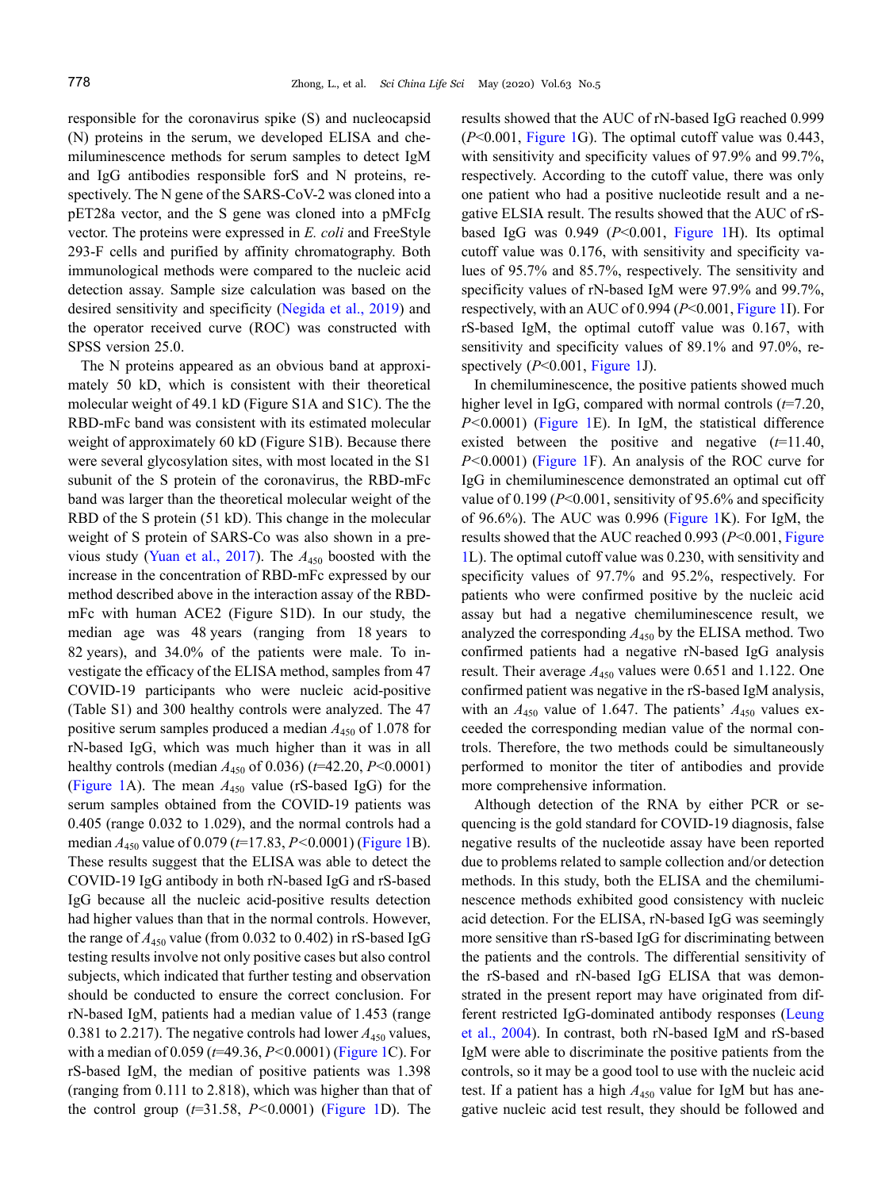responsible for the coronavirus spike (S) and nucleocapsid (N) proteins in the serum, we developed ELISA and chemiluminescence methods for serum samples to detect IgM and IgG antibodies responsible forS and N proteins, respectively. The N gene of the SARS-CoV-2 was cloned into a pET28a vector, and the S gene was cloned into a pMFcIg vector. The proteins were expressed in *E. coli* and FreeStyle 293-F cells and purified by affinity chromatography. Both immunological methods were compared to the nucleic acid detection assay. Sample size calculation was based on the desired sensitivity and specificity (Negida et al., 2019) and the operator received curve (ROC) was constructed with SPSS version 25.0.

The N proteins appeared as an obvious band at approximately 50 kD, which is consistent with their theoretical molecular weight of 49.1 kD (Figure S1A and S1C). The RBD-mFc band was consistent with its estimated molecular weight of approximately 60 kD (Figure S1B). Because there were several glycosylation sites, with most located in the S1 subunit of the S protein of the coronavirus, the RBD-mFc band was larger than the theoretical molecular weight of the RBD of the S protein (51 kD). This change in the molecular weight of S protein of SARS-Co was also shown in a previous study (Yuan et al., 2017). The $A_{450}$ boosted with the increase in the concentration of RBD-mFc expressed by our method described above in the interaction assay of the RBD-mFc with human ACE2 (Figure S1D). In our study, the median age was 48 years (ranging from 18 years to 82 years), and 34.0% of the patients were male. To investigate the efficacy of the ELISA method, samples from 47 COVID-19 participants who were nucleic acid-positive (Table S1) and 300 healthy controls were analyzed. The 47 positive serum samples produced a median $A_{450}$ of 1.078 for rN-based IgG, which was much higher than it was in all healthy controls (median $A_{450}$ of 0.036) ($t$=42.20, $P$<0.0001) (Figure 1A). The mean $A_{450}$ value (rS-based IgG) for the serum samples obtained from the COVID-19 patients was 0.405 (range 0.032 to 1.029), and the normal controls had a median $A_{450}$ value of 0.079 ($t$=17.83, $P$<0.0001) (Figure 1B). These results suggest that the ELISA was able to detect the COVID-19 IgG antibody in both rN-based IgG and rS-based IgG because all the nucleic acid-positive results detection had higher values than that in the normal controls. However, the range of $A_{450}$ value (from 0.032 to 0.402) in rS-based IgG testing results involve not only positive cases but also control subjects, which indicated that further testing and observation should be conducted to ensure the correct conclusion. For rN-based IgM, patients had a median value of 1.453 (range 0.381 to 2.217). The negative controls had lower $A_{450}$ values, with a median of 0.059 ($t$=49.36, $P$<0.0001) (Figure 1C). For rS-based IgM, the median of positive patients was 1.398 (ranging from 0.111 to 2.818), which was higher than that of the control group ($t$=31.58, $P$<0.0001) (Figure 1D). The results showed that the AUC of rN-based IgG reached 0.999 ($P$<0.001, Figure 1G). The optimal cutoff value was 0.443, with sensitivity and specificity values of 97.9% and 99.7%, respectively. According to the cutoff value, there was only one patient who had a positive nucleotide result and a negative ELSIA result. The results showed that the AUC of rS-based IgG was 0.949 ($P$<0.001, Figure 1H). Its optimal cutoff value was 0.176, with sensitivity and specificity values of 95.7% and 85.7%, respectively. The sensitivity and specificity values of rN-based IgM were 97.9% and 99.7%, respectively, with an AUC of 0.994 ($P$<0.001, Figure 1I). For rS-based IgM, the optimal cutoff value was 0.167, with sensitivity and specificity values of 89.1% and 97.0%, respectively ($P$<0.001, Figure 1J).

In chemiluminescence, the positive patients showed much higher level in IgG, compared with normal controls ($t$=7.20, $P$<0.0001) (Figure 1E). In IgM, the statistical difference existed between the positive and negative ($t$=11.40, $P$<0.0001) (Figure 1F). An analysis of the ROC curve for IgG in chemiluminescence demonstrated an optimal cut off value of 0.199 ($P$<0.001, sensitivity of 95.6% and specificity of 96.6%). The AUC was 0.996 (Figure 1K). For IgM, the results showed that the AUC reached 0.993 ($P$<0.001, Figure 1L). The optimal cutoff value was 0.230, with sensitivity and specificity values of 97.7% and 95.2%, respectively. For patients who were confirmed positive by the nucleic acid assay but had a negative chemiluminescence result, we analyzed the corresponding $A_{450}$ by the ELISA method. Two confirmed patients had a negative rN-based IgG analysis result. Their average $A_{450}$ values were 0.651 and 1.122. One confirmed patient was negative in the rS-based IgM analysis, with an $A_{450}$ value of 1.647. The patients' $A_{450}$ values exceeded the corresponding median value of the normal controls. Therefore, the two methods could be simultaneously performed to monitor the titer of antibodies and provide more comprehensive information.

Although detection of the RNA by either PCR or sequencing is the gold standard for COVID-19 diagnosis, false negative results of the nucleotide assay have been reported due to problems related to sample collection and/or detection methods. In this study, both the ELISA and the chemiluminescence methods exhibited good consistency with nucleic acid detection. For the ELISA, rN-based IgG was seemingly more sensitive than rS-based IgG for discriminating between the patients and the controls. The differential sensitivity of the rS-based and rN-based IgG ELISA that was demonstrated in the present report may have originated from different restricted IgG-dominated antibody responses (Leung et al., 2004). In contrast, both rN-based IgM and rS-based IgM were able to discriminate the positive patients from the controls, so it may be a good tool to use with the nucleic acid test. If a patient has a high $A_{450}$ value for IgM but has anegative nucleic acid test result, they should be followed and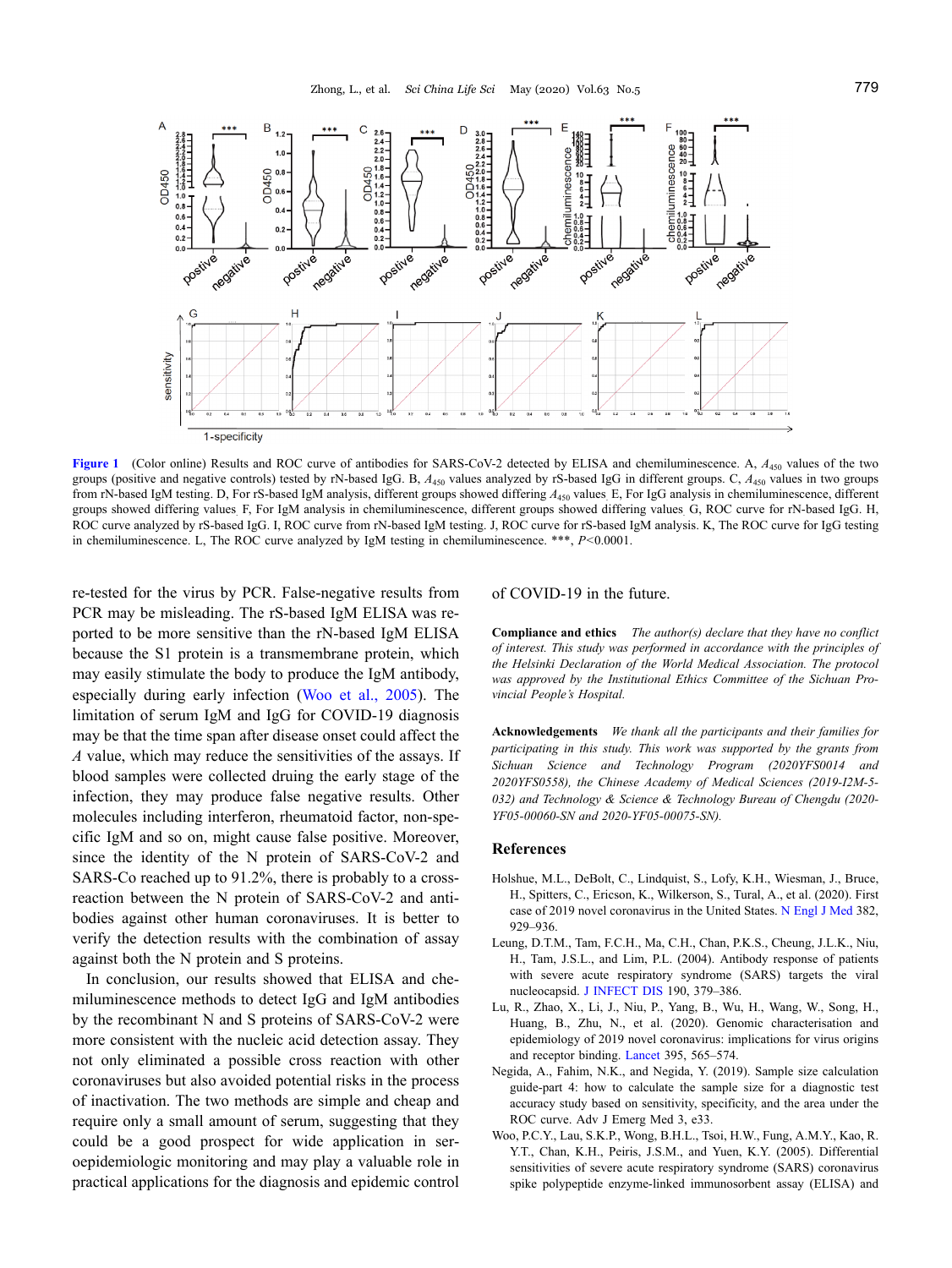**Figure 1** (Color online) Results and ROC curve of antibodies for SARS-CoV-2 detected by ELISA and chemiluminescence. A, $A_{450}$ values of the two groups (positive and negative controls) tested by rN-based IgG. B, $A_{450}$ values analyzed by rS-based IgG in different groups. C, $A_{450}$ values in two groups from rN-based IgM testing. D, For rS-based IgM analysis, different groups showed differing $A_{450}$ values. E, For IgG analysis in chemiluminescence, different groups showed differing values. F, For IgM analysis in chemiluminescence, different groups showed differing values. G, ROC curve for rN-based IgG. H, ROC curve analyzed by rS-based IgG. I, ROC curve from rN-based IgM testing. J, ROC curve for rS-based IgM analysis. K, The ROC curve for IgG testing in chemiluminescence. L, The ROC curve analyzed by IgM testing in chemiluminescence. ***, $P<0.0001$.

re-tested for the virus by PCR. False-negative results from PCR may be misleading. The rS-based IgM ELISA was reported to be more sensitive than the rN-based IgM ELISA because the S1 protein is a transmembrane protein, which may easily stimulate the body to produce the IgM antibody, especially during early infection (Woo et al., 2005). The limitation of serum IgM and IgG for COVID-19 diagnosis may be that the time span after disease onset could affect the *A* value, which may reduce the sensitivities of the assays. If blood samples were collected druing the early stage of the infection, they may produce false negative results. Other molecules including interferon, rheumatoid factor, non-specific IgM and so on, might cause false positive. Moreover, since the identity of the N protein of SARS-CoV-2 and SARS-Co reached up to 91.2%, there is probably to a cross-reaction between the N protein of SARS-CoV-2 and antibodies against other human coronaviruses. It is better to verify the detection results with the combination of assay against both the N protein and S proteins.

In conclusion, our results showed that ELISA and chemiluminescence methods to detect IgG and IgM antibodies by the recombinant N and S proteins of SARS-CoV-2 were more consistent with the nucleic acid detection assay. They not only eliminated a possible cross reaction with other coronaviruses but also avoided potential risks in the process of inactivation. The two methods are simple and cheap and require only a small amount of serum, suggesting that they could be a good prospect for wide application in seroepidemiologic monitoring and may play a valuable role in practical applications for the diagnosis and epidemic control of COVID-19 in the future.

**Compliance and ethics** *The author(s) declare that they have no conflict of interest. This study was performed in accordance with the principles of the Helsinki Declaration of the World Medical Association. The protocol was approved by the Institutional Ethics Committee of the Sichuan Provincial People's Hospital.*

**Acknowledgements** *We thank all the participants and their families for participating in this study. This work was supported by the grants from Sichuan Science and Technology Program (2020YFS0014 and 2020YFS0558), the Chinese Academy of Medical Sciences (2019-I2M-5-032) and Technology & Science & Technology Bureau of Chengdu (2020-YF05-00060-SN and 2020-YF05-00075-SN).*

## References

Holshue, M.L., DeBolt, C., Lindquist, S., Lofy, K.H., Wiesman, J., Bruce, H., Spitters, C., Ericson, K., Wilkerson, S., Tural, A., et al. (2020). First case of 2019 novel coronavirus in the United States. N Engl J Med 382, 929–936.

Leung, D.T.M., Tam, F.C.H., Ma, C.H., Chan, P.K.S., Cheung, J.L.K., Niu, H., Tam, J.S.L., and Lim, P.L. (2004). Antibody response of patients with severe acute respiratory syndrome (SARS) targets the viral nucleocapsid. J INFECT DIS 190, 379–386.

Lu, R., Zhao, X., Li, J., Niu, P., Yang, B., Wu, H., Wang, W., Song, H., Huang, B., Zhu, N., et al. (2020). Genomic characterisation and epidemiology of 2019 novel coronavirus: implications for virus origins and receptor binding. Lancet 395, 565–574.

Negida, A., Fahim, N.K., and Negida, Y. (2019). Sample size calculation guide-part 4: how to calculate the sample size for a diagnostic test accuracy study based on sensitivity, specificity, and the area under the ROC curve. Adv J Emerg Med 3, e33.

Woo, P.C.Y., Lau, S.K.P., Wong, B.H.L., Tsoi, H.W., Fung, A.M.Y., Kao, R. Y.T., Chan, K.H., Peiris, J.S.M., and Yuen, K.Y. (2005). Differential sensitivities of severe acute respiratory syndrome (SARS) coronavirus spike polypeptide enzyme-linked immunosorbent assay (ELISA) and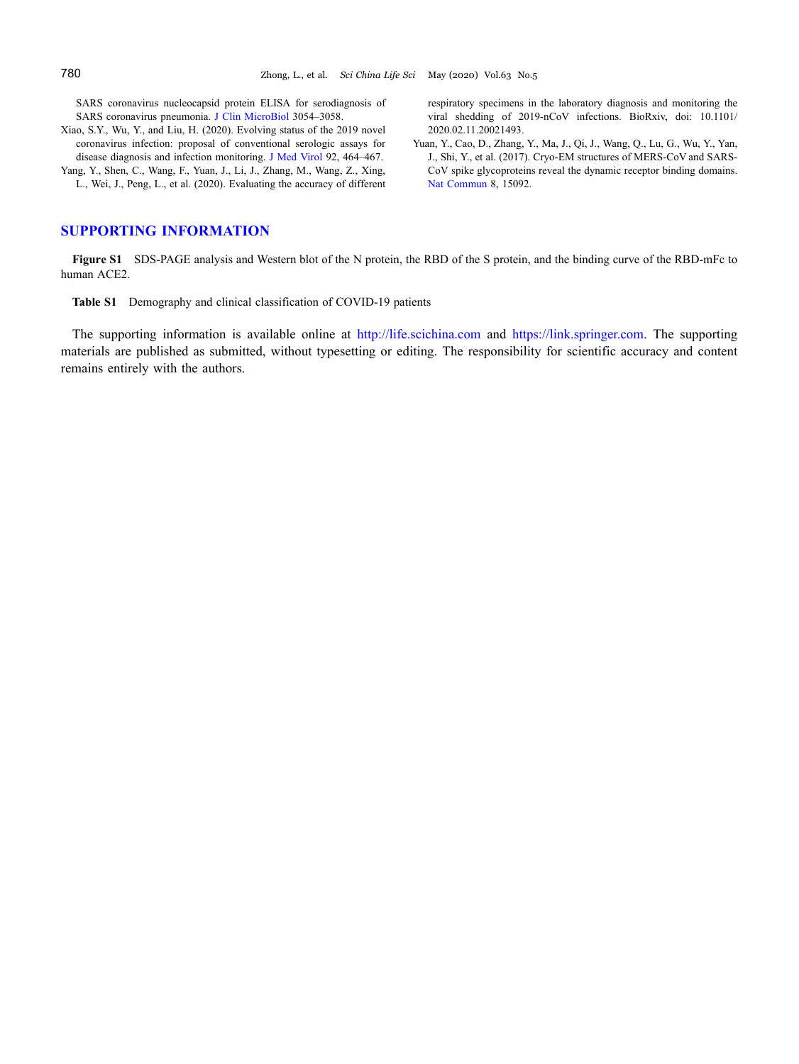SARS coronavirus nucleocapsid protein ELISA for serodiagnosis of SARS coronavirus pneumonia. J Clin MicroBiol 3054–3058.

Xiao, S.Y., Wu, Y., and Liu, H. (2020). Evolving status of the 2019 novel coronavirus infection: proposal of conventional serologic assays for disease diagnosis and infection monitoring. J Med Virol 92, 464–467.

Yang, Y., Shen, C., Wang, F., Yuan, J., Li, J., Zhang, M., Wang, Z., Xing, L., Wei, J., Peng, L., et al. (2020). Evaluating the accuracy of different respiratory specimens in the laboratory diagnosis and monitoring the viral shedding of 2019-nCoV infections. BioRxiv, doi: 10.1101/2020.02.11.20021493.

Yuan, Y., Cao, D., Zhang, Y., Ma, J., Qi, J., Wang, Q., Lu, G., Wu, Y., Yan, J., Shi, Y., et al. (2017). Cryo-EM structures of MERS-CoV and SARS-CoV spike glycoproteins reveal the dynamic receptor binding domains. Nat Commun 8, 15092.

## SUPPORTING INFORMATION

**Figure S1** SDS-PAGE analysis and Western blot of the N protein, the RBD of the S protein, and the binding curve of the RBD-mFc to human ACE2.

**Table S1** Demography and clinical classification of COVID-19 patients

The supporting information is available online at http://life.scichina.com and https://link.springer.com. The supporting materials are published as submitted, without typesetting or editing. The responsibility for scientific accuracy and content remains entirely with the authors.